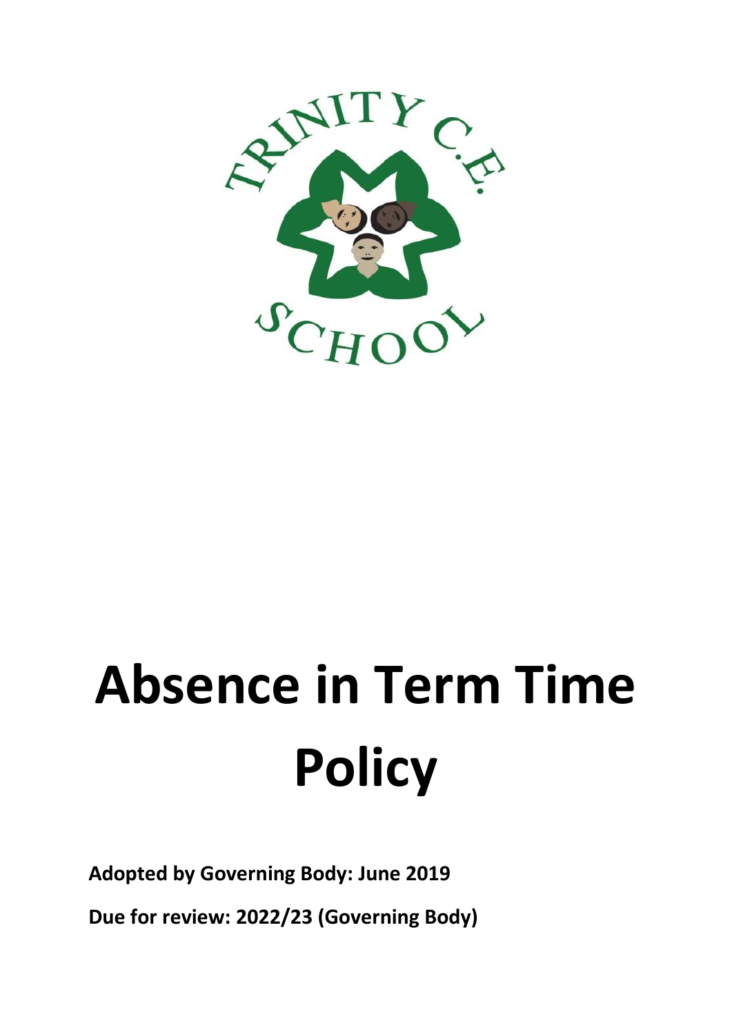TRINITY C.E. SCHOOL

# Absence in Term Time Policy

**Adopted by Governing Body: June 2019**

**Due for review: 2022/23 (Governing Body)**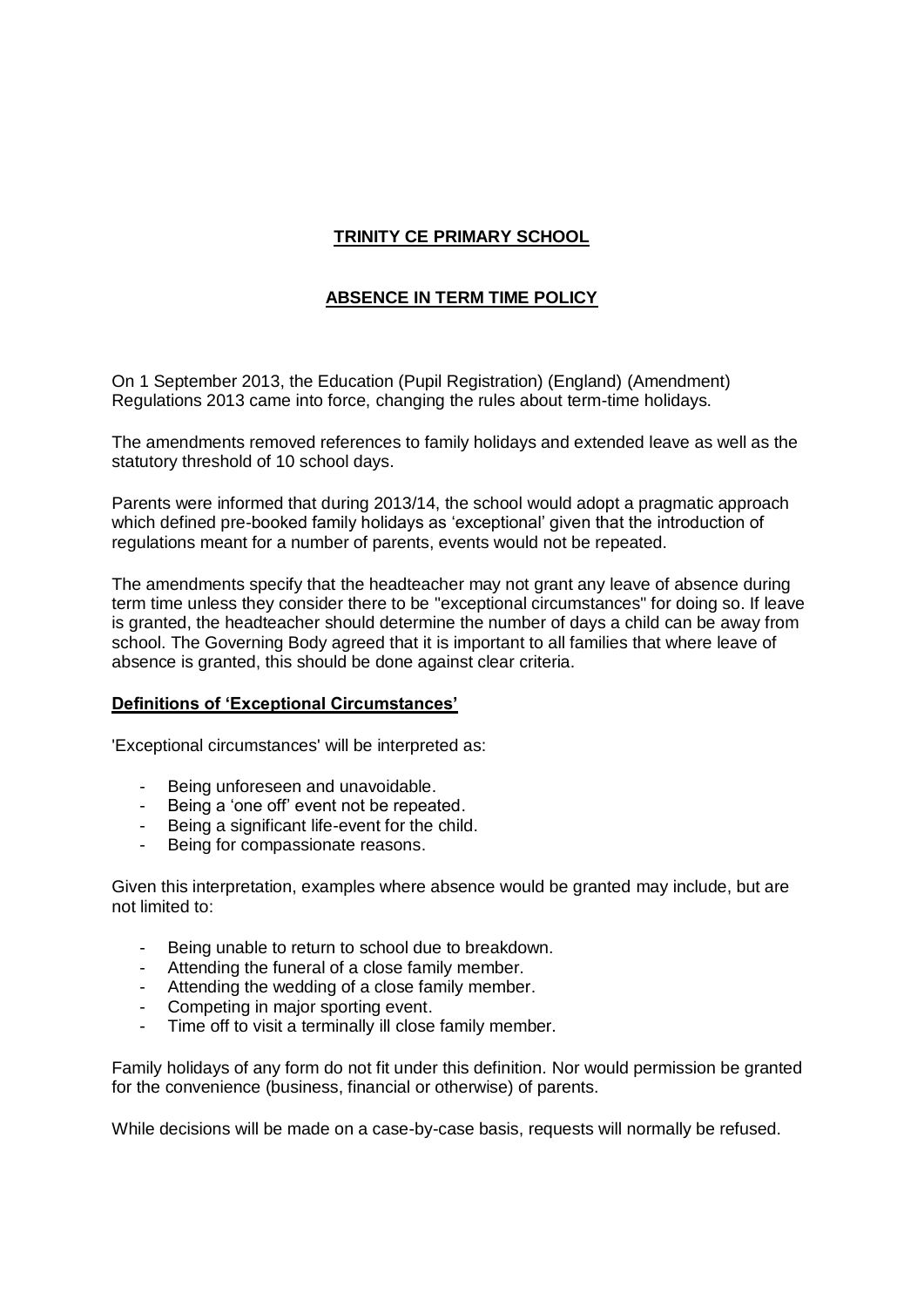# TRINITY CE PRIMARY SCHOOL

## ABSENCE IN TERM TIME POLICY

On 1 September 2013, the Education (Pupil Registration) (England) (Amendment) Regulations 2013 came into force, changing the rules about term-time holidays.

The amendments removed references to family holidays and extended leave as well as the statutory threshold of 10 school days.

Parents were informed that during 2013/14, the school would adopt a pragmatic approach which defined pre-booked family holidays as 'exceptional' given that the introduction of regulations meant for a number of parents, events would not be repeated.

The amendments specify that the headteacher may not grant any leave of absence during term time unless they consider there to be "exceptional circumstances" for doing so. If leave is granted, the headteacher should determine the number of days a child can be away from school. The Governing Body agreed that it is important to all families that where leave of absence is granted, this should be done against clear criteria.

### Definitions of 'Exceptional Circumstances'

'Exceptional circumstances' will be interpreted as:

- Being unforeseen and unavoidable.
- Being a 'one off' event not be repeated.
- Being a significant life-event for the child.
- Being for compassionate reasons.

Given this interpretation, examples where absence would be granted may include, but are not limited to:

- Being unable to return to school due to breakdown.
- Attending the funeral of a close family member.
- Attending the wedding of a close family member.
- Competing in major sporting event.
- Time off to visit a terminally ill close family member.

Family holidays of any form do not fit under this definition. Nor would permission be granted for the convenience (business, financial or otherwise) of parents.

While decisions will be made on a case-by-case basis, requests will normally be refused.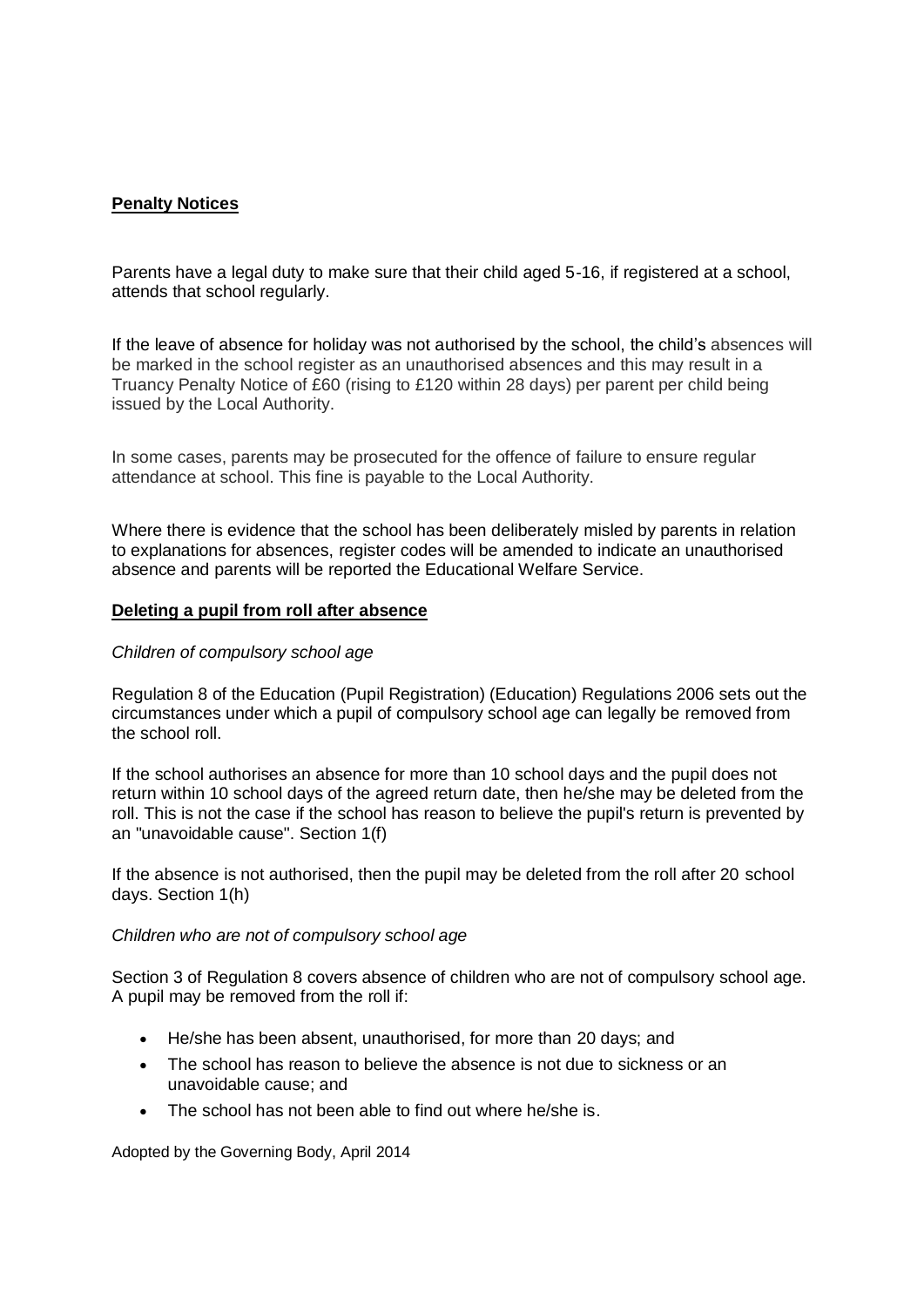**Penalty Notices**

Parents have a legal duty to make sure that their child aged 5-16, if registered at a school, attends that school regularly.

If the leave of absence for holiday was not authorised by the school, the child's absences will be marked in the school register as an unauthorised absences and this may result in a Truancy Penalty Notice of £60 (rising to £120 within 28 days) per parent per child being issued by the Local Authority.

In some cases, parents may be prosecuted for the offence of failure to ensure regular attendance at school. This fine is payable to the Local Authority.

Where there is evidence that the school has been deliberately misled by parents in relation to explanations for absences, register codes will be amended to indicate an unauthorised absence and parents will be reported the Educational Welfare Service.

**Deleting a pupil from roll after absence**

*Children of compulsory school age*

Regulation 8 of the Education (Pupil Registration) (Education) Regulations 2006 sets out the circumstances under which a pupil of compulsory school age can legally be removed from the school roll.

If the school authorises an absence for more than 10 school days and the pupil does not return within 10 school days of the agreed return date, then he/she may be deleted from the roll. This is not the case if the school has reason to believe the pupil's return is prevented by an "unavoidable cause". Section 1(f)

If the absence is not authorised, then the pupil may be deleted from the roll after 20 school days. Section 1(h)

*Children who are not of compulsory school age*

Section 3 of Regulation 8 covers absence of children who are not of compulsory school age. A pupil may be removed from the roll if:

- He/she has been absent, unauthorised, for more than 20 days; and
- The school has reason to believe the absence is not due to sickness or an unavoidable cause; and
- The school has not been able to find out where he/she is.

Adopted by the Governing Body, April 2014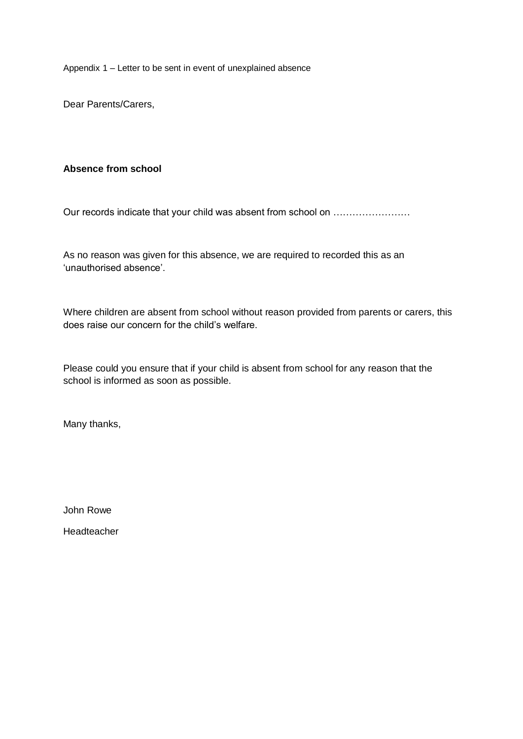Appendix 1 – Letter to be sent in event of unexplained absence

Dear Parents/Carers,

**Absence from school**

Our records indicate that your child was absent from school on ……………………

As no reason was given for this absence, we are required to recorded this as an 'unauthorised absence'.

Where children are absent from school without reason provided from parents or carers, this does raise our concern for the child's welfare.

Please could you ensure that if your child is absent from school for any reason that the school is informed as soon as possible.

Many thanks,

John Rowe

Headteacher